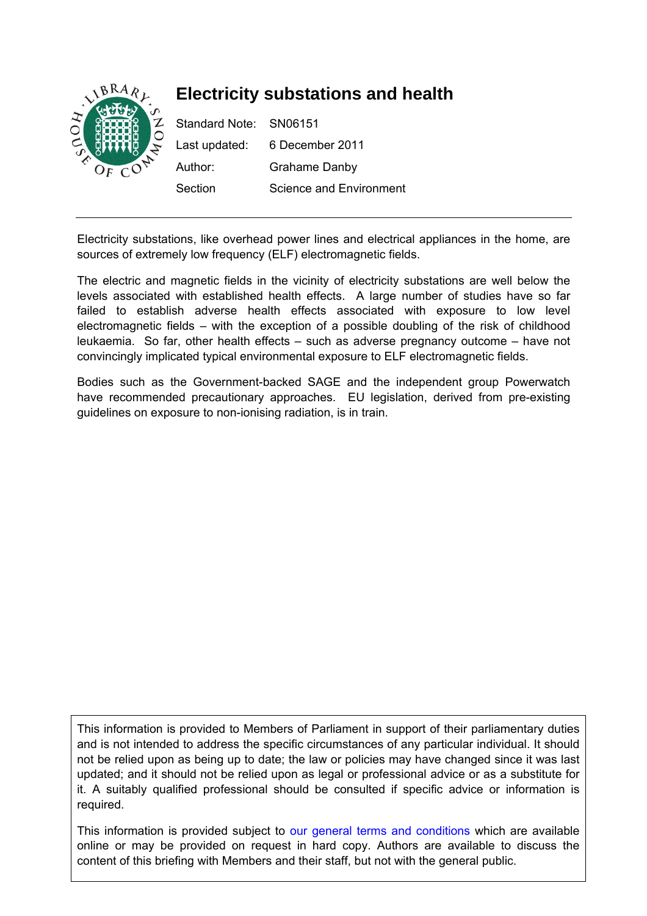# Electricity substations and health

Standard Note: SN06151

Last updated: 6 December 2011

Author: Grahame Danby

Section: Science and Environment

---

Electricity substations, like overhead power lines and electrical appliances in the home, are sources of extremely low frequency (ELF) electromagnetic fields.

The electric and magnetic fields in the vicinity of electricity substations are well below the levels associated with established health effects. A large number of studies have so far failed to establish adverse health effects associated with exposure to low level electromagnetic fields – with the exception of a possible doubling of the risk of childhood leukaemia. So far, other health effects – such as adverse pregnancy outcome – have not convincingly implicated typical environmental exposure to ELF electromagnetic fields.

Bodies such as the Government-backed SAGE and the independent group Powerwatch have recommended precautionary approaches. EU legislation, derived from pre-existing guidelines on exposure to non-ionising radiation, is in train.

This information is provided to Members of Parliament in support of their parliamentary duties and is not intended to address the specific circumstances of any particular individual. It should not be relied upon as being up to date; the law or policies may have changed since it was last updated; and it should not be relied upon as legal or professional advice or as a substitute for it. A suitably qualified professional should be consulted if specific advice or information is required.

This information is provided subject to our general terms and conditions which are available online or may be provided on request in hard copy. Authors are available to discuss the content of this briefing with Members and their staff, but not with the general public.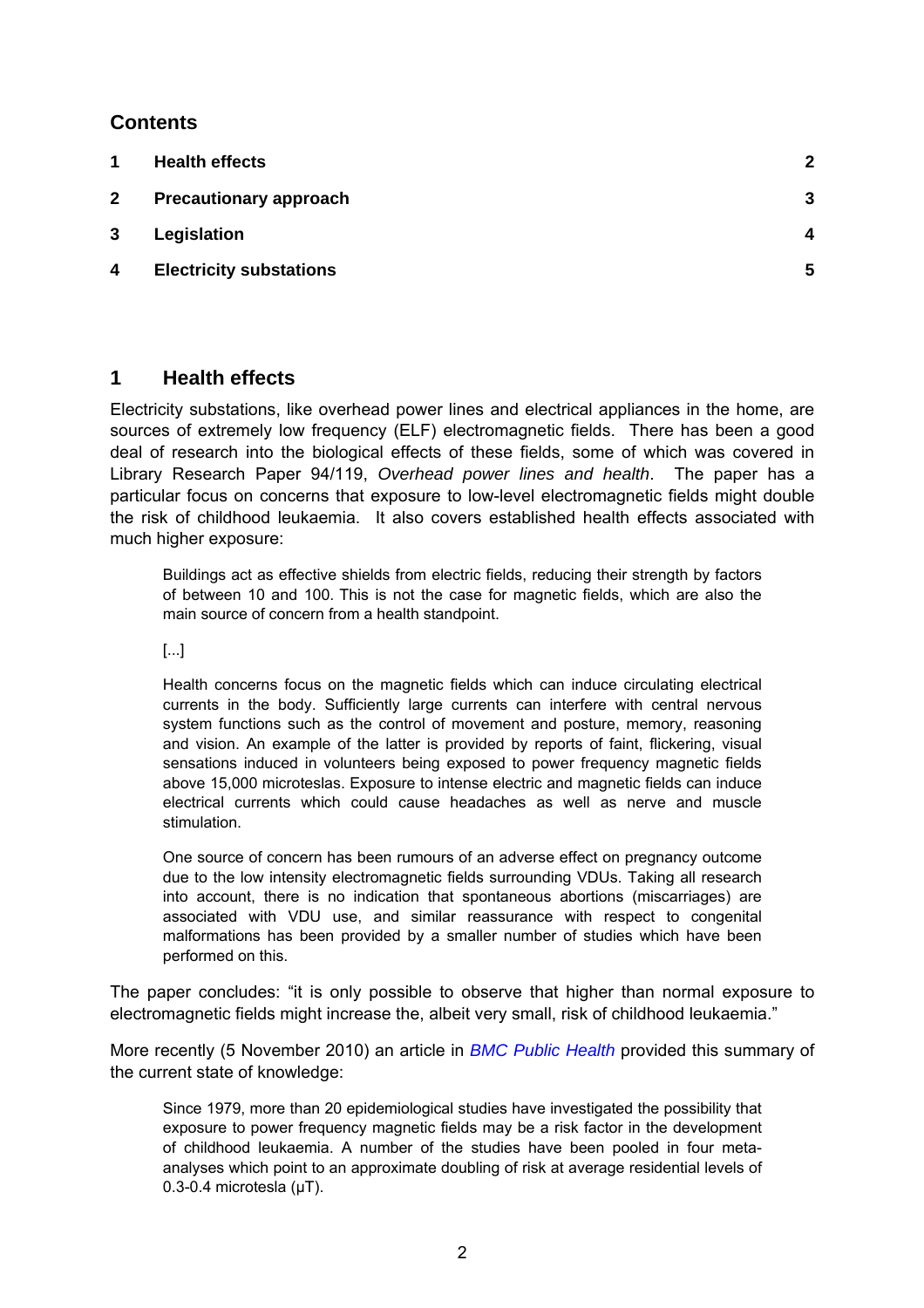## Contents

| | | |
|---|---|---|
| 1 | Health effects | 2 |
| 2 | Precautionary approach | 3 |
| 3 | Legislation | 4 |
| 4 | Electricity substations | 5 |

## 1 Health effects

Electricity substations, like overhead power lines and electrical appliances in the home, are sources of extremely low frequency (ELF) electromagnetic fields. There has been a good deal of research into the biological effects of these fields, some of which was covered in Library Research Paper 94/119, *Overhead power lines and health*. The paper has a particular focus on concerns that exposure to low-level electromagnetic fields might double the risk of childhood leukaemia. It also covers established health effects associated with much higher exposure:

> Buildings act as effective shields from electric fields, reducing their strength by factors of between 10 and 100. This is not the case for magnetic fields, which are also the main source of concern from a health standpoint.
>
> [...]
>
> Health concerns focus on the magnetic fields which can induce circulating electrical currents in the body. Sufficiently large currents can interfere with central nervous system functions such as the control of movement and posture, memory, reasoning and vision. An example of the latter is provided by reports of faint, flickering, visual sensations induced in volunteers being exposed to power frequency magnetic fields above 15,000 microteslas. Exposure to intense electric and magnetic fields can induce electrical currents which could cause headaches as well as nerve and muscle stimulation.
>
> One source of concern has been rumours of an adverse effect on pregnancy outcome due to the low intensity electromagnetic fields surrounding VDUs. Taking all research into account, there is no indication that spontaneous abortions (miscarriages) are associated with VDU use, and similar reassurance with respect to congenital malformations has been provided by a smaller number of studies which have been performed on this.

The paper concludes: "it is only possible to observe that higher than normal exposure to electromagnetic fields might increase the, albeit very small, risk of childhood leukaemia."

More recently (5 November 2010) an article in *BMC Public Health* provided this summary of the current state of knowledge:

> Since 1979, more than 20 epidemiological studies have investigated the possibility that exposure to power frequency magnetic fields may be a risk factor in the development of childhood leukaemia. A number of the studies have been pooled in four meta-analyses which point to an approximate doubling of risk at average residential levels of 0.3-0.4 microtesla (μT).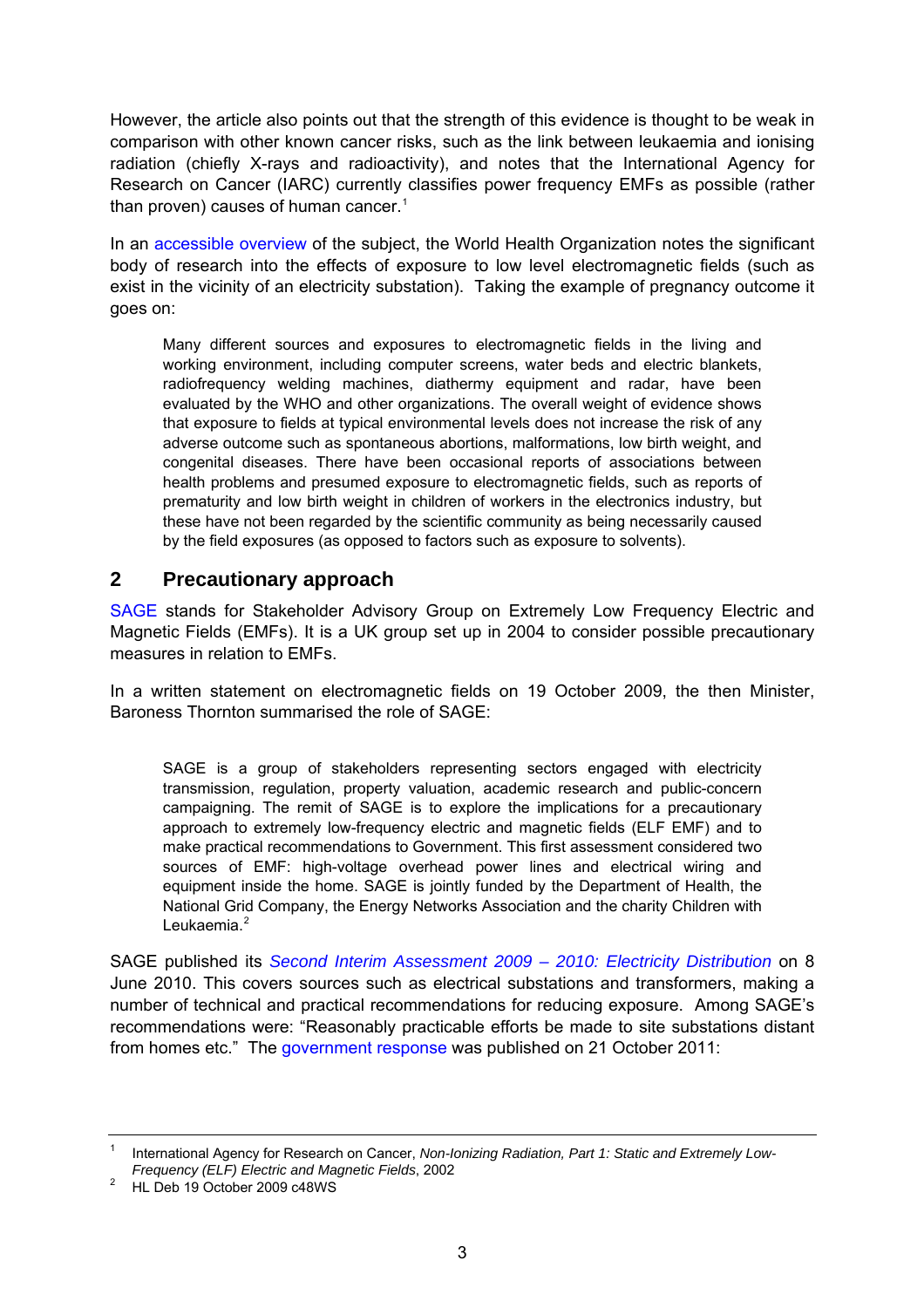However, the article also points out that the strength of this evidence is thought to be weak in comparison with other known cancer risks, such as the link between leukaemia and ionising radiation (chiefly X-rays and radioactivity), and notes that the International Agency for Research on Cancer (IARC) currently classifies power frequency EMFs as possible (rather than proven) causes of human cancer.[1]

In an accessible overview of the subject, the World Health Organization notes the significant body of research into the effects of exposure to low level electromagnetic fields (such as exist in the vicinity of an electricity substation). Taking the example of pregnancy outcome it goes on:

> Many different sources and exposures to electromagnetic fields in the living and working environment, including computer screens, water beds and electric blankets, radiofrequency welding machines, diathermy equipment and radar, have been evaluated by the WHO and other organizations. The overall weight of evidence shows that exposure to fields at typical environmental levels does not increase the risk of any adverse outcome such as spontaneous abortions, malformations, low birth weight, and congenital diseases. There have been occasional reports of associations between health problems and presumed exposure to electromagnetic fields, such as reports of prematurity and low birth weight in children of workers in the electronics industry, but these have not been regarded by the scientific community as being necessarily caused by the field exposures (as opposed to factors such as exposure to solvents).

## 2 Precautionary approach

SAGE stands for Stakeholder Advisory Group on Extremely Low Frequency Electric and Magnetic Fields (EMFs). It is a UK group set up in 2004 to consider possible precautionary measures in relation to EMFs.

In a written statement on electromagnetic fields on 19 October 2009, the then Minister, Baroness Thornton summarised the role of SAGE:

> SAGE is a group of stakeholders representing sectors engaged with electricity transmission, regulation, property valuation, academic research and public-concern campaigning. The remit of SAGE is to explore the implications for a precautionary approach to extremely low-frequency electric and magnetic fields (ELF EMF) and to make practical recommendations to Government. This first assessment considered two sources of EMF: high-voltage overhead power lines and electrical wiring and equipment inside the home. SAGE is jointly funded by the Department of Health, the National Grid Company, the Energy Networks Association and the charity Children with Leukaemia.[2]

SAGE published its *Second Interim Assessment 2009 – 2010: Electricity Distribution* on 8 June 2010. This covers sources such as electrical substations and transformers, making a number of technical and practical recommendations for reducing exposure. Among SAGE's recommendations were: "Reasonably practicable efforts be made to site substations distant from homes etc." The government response was published on 21 October 2011:

---

[1] International Agency for Research on Cancer, *Non-Ionizing Radiation, Part 1: Static and Extremely Low-Frequency (ELF) Electric and Magnetic Fields*, 2002

[2] HL Deb 19 October 2009 c48WS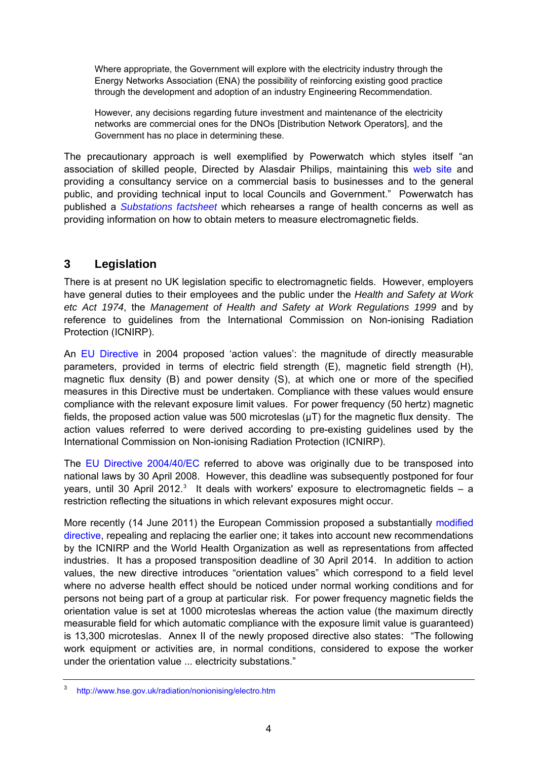> Where appropriate, the Government will explore with the electricity industry through the Energy Networks Association (ENA) the possibility of reinforcing existing good practice through the development and adoption of an industry Engineering Recommendation.
>
> However, any decisions regarding future investment and maintenance of the electricity networks are commercial ones for the DNOs [Distribution Network Operators], and the Government has no place in determining these.

The precautionary approach is well exemplified by Powerwatch which styles itself "an association of skilled people, Directed by Alasdair Philips, maintaining this web site and providing a consultancy service on a commercial basis to businesses and to the general public, and providing technical input to local Councils and Government." Powerwatch has published a *Substations factsheet* which rehearses a range of health concerns as well as providing information on how to obtain meters to measure electromagnetic fields.

## 3 Legislation

There is at present no UK legislation specific to electromagnetic fields. However, employers have general duties to their employees and the public under the *Health and Safety at Work etc Act 1974*, the *Management of Health and Safety at Work Regulations 1999* and by reference to guidelines from the International Commission on Non-ionising Radiation Protection (ICNIRP).

An EU Directive in 2004 proposed 'action values': the magnitude of directly measurable parameters, provided in terms of electric field strength (E), magnetic field strength (H), magnetic flux density (B) and power density (S), at which one or more of the specified measures in this Directive must be undertaken. Compliance with these values would ensure compliance with the relevant exposure limit values. For power frequency (50 hertz) magnetic fields, the proposed action value was 500 microteslas (μT) for the magnetic flux density. The action values referred to were derived according to pre-existing guidelines used by the International Commission on Non-ionising Radiation Protection (ICNIRP).

The EU Directive 2004/40/EC referred to above was originally due to be transposed into national laws by 30 April 2008. However, this deadline was subsequently postponed for four years, until 30 April 2012.[3] It deals with workers' exposure to electromagnetic fields – a restriction reflecting the situations in which relevant exposures might occur.

More recently (14 June 2011) the European Commission proposed a substantially modified directive, repealing and replacing the earlier one; it takes into account new recommendations by the ICNIRP and the World Health Organization as well as representations from affected industries. It has a proposed transposition deadline of 30 April 2014. In addition to action values, the new directive introduces "orientation values" which correspond to a field level where no adverse health effect should be noticed under normal working conditions and for persons not being part of a group at particular risk. For power frequency magnetic fields the orientation value is set at 1000 microteslas whereas the action value (the maximum directly measurable field for which automatic compliance with the exposure limit value is guaranteed) is 13,300 microteslas. Annex II of the newly proposed directive also states: "The following work equipment or activities are, in normal conditions, considered to expose the worker under the orientation value ... electricity substations."

---

[3] http://www.hse.gov.uk/radiation/nonionising/electro.htm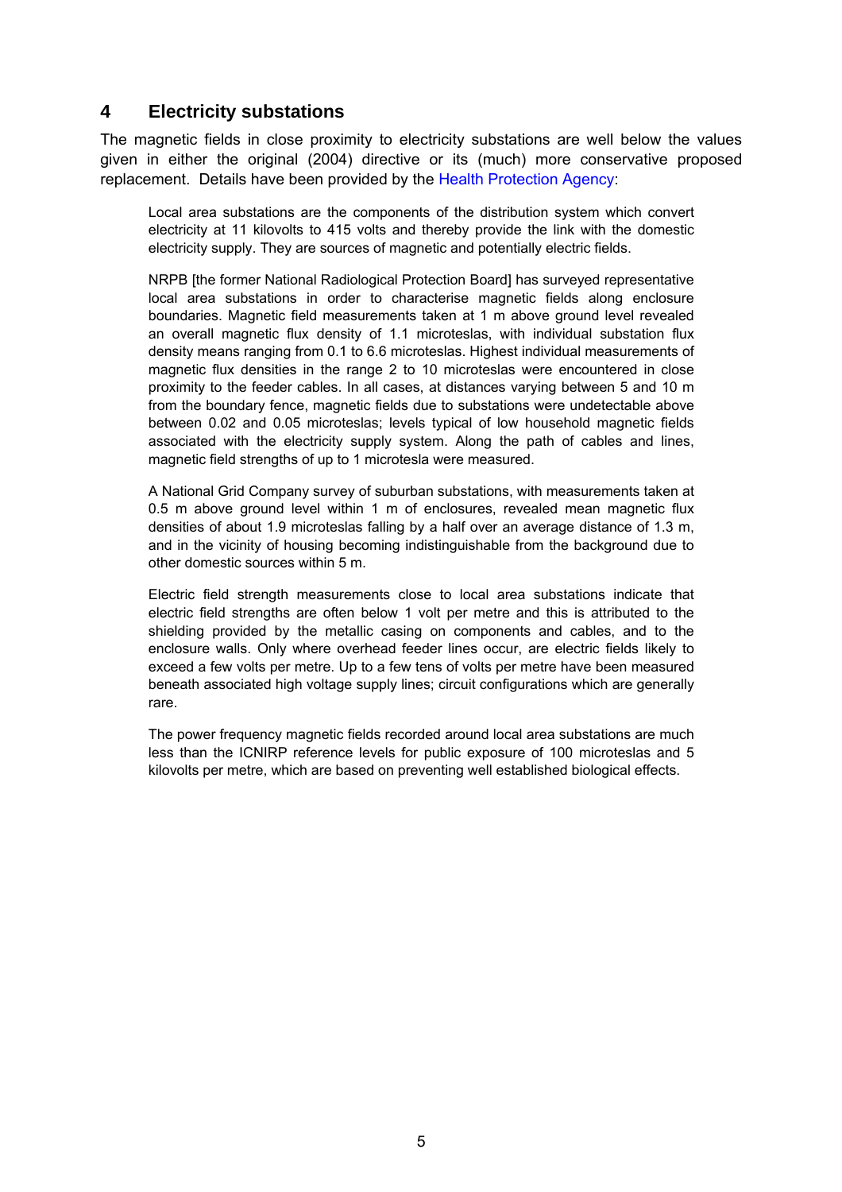## 4 Electricity substations

The magnetic fields in close proximity to electricity substations are well below the values given in either the original (2004) directive or its (much) more conservative proposed replacement. Details have been provided by the Health Protection Agency:

> Local area substations are the components of the distribution system which convert electricity at 11 kilovolts to 415 volts and thereby provide the link with the domestic electricity supply. They are sources of magnetic and potentially electric fields.
>
> NRPB [the former National Radiological Protection Board] has surveyed representative local area substations in order to characterise magnetic fields along enclosure boundaries. Magnetic field measurements taken at 1 m above ground level revealed an overall magnetic flux density of 1.1 microteslas, with individual substation flux density means ranging from 0.1 to 6.6 microteslas. Highest individual measurements of magnetic flux densities in the range 2 to 10 microteslas were encountered in close proximity to the feeder cables. In all cases, at distances varying between 5 and 10 m from the boundary fence, magnetic fields due to substations were undetectable above between 0.02 and 0.05 microteslas; levels typical of low household magnetic fields associated with the electricity supply system. Along the path of cables and lines, magnetic field strengths of up to 1 microtesla were measured.
>
> A National Grid Company survey of suburban substations, with measurements taken at 0.5 m above ground level within 1 m of enclosures, revealed mean magnetic flux densities of about 1.9 microteslas falling by a half over an average distance of 1.3 m, and in the vicinity of housing becoming indistinguishable from the background due to other domestic sources within 5 m.
>
> Electric field strength measurements close to local area substations indicate that electric field strengths are often below 1 volt per metre and this is attributed to the shielding provided by the metallic casing on components and cables, and to the enclosure walls. Only where overhead feeder lines occur, are electric fields likely to exceed a few volts per metre. Up to a few tens of volts per metre have been measured beneath associated high voltage supply lines; circuit configurations which are generally rare.
>
> The power frequency magnetic fields recorded around local area substations are much less than the ICNIRP reference levels for public exposure of 100 microteslas and 5 kilovolts per metre, which are based on preventing well established biological effects.